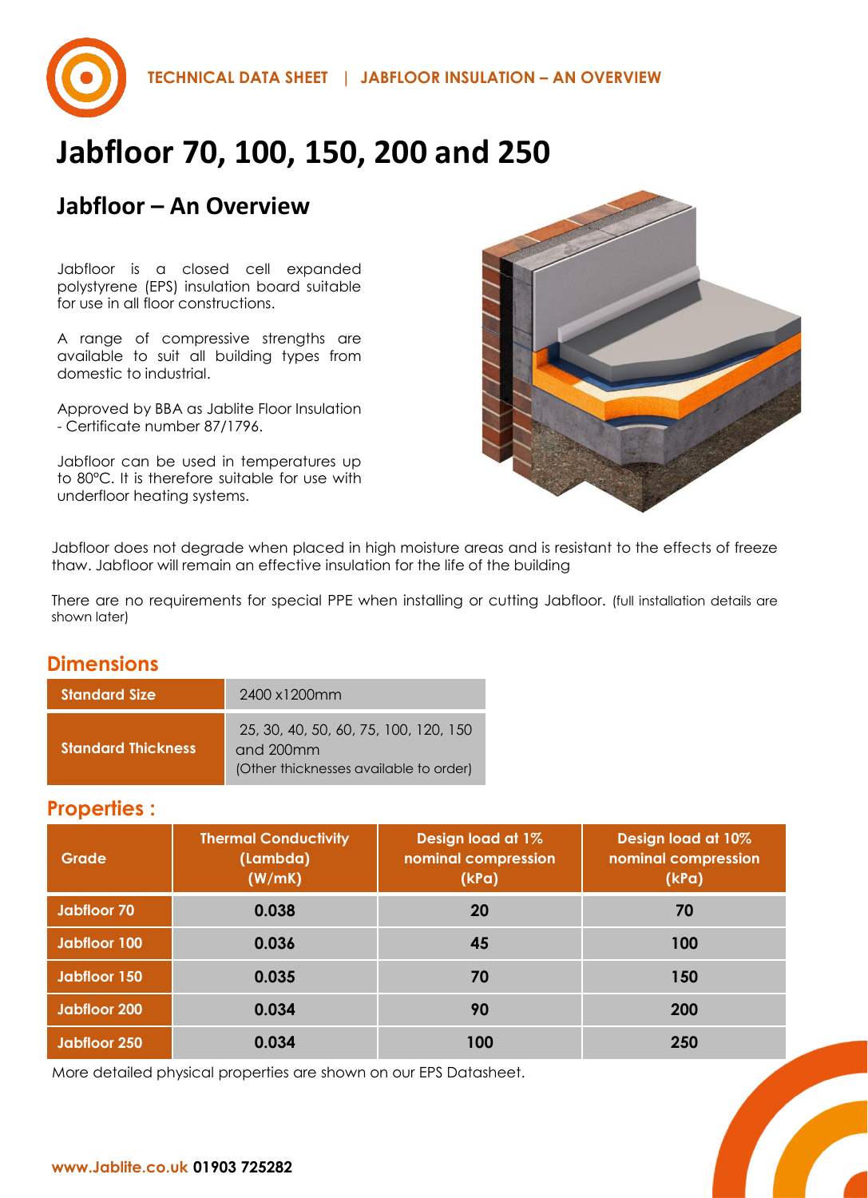TECHNICAL DATA SHEET | JABFLOOR INSULATION – AN OVERVIEW

# Jabfloor 70, 100, 150, 200 and 250

## Jabfloor – An Overview

Jabfloor is a closed cell expanded polystyrene (EPS) insulation board suitable for use in all floor constructions.

A range of compressive strengths are available to suit all building types from domestic to industrial.

Approved by BBA as Jablite Floor Insulation - Certificate number 87/1796.

Jabfloor can be used in temperatures up to 80°C. It is therefore suitable for use with underfloor heating systems.

Jabfloor does not degrade when placed in high moisture areas and is resistant to the effects of freeze thaw. Jabfloor will remain an effective insulation for the life of the building

There are no requirements for special PPE when installing or cutting Jabfloor. (full installation details are shown later)

## Dimensions

| | |
|---|---|
| **Standard Size** | 2400 x1200mm |
| **Standard Thickness** | 25, 30, 40, 50, 60, 75, 100, 120, 150 and 200mm (Other thicknesses available to order) |

## Properties :

| Grade | Thermal Conductivity (Lambda) (W/mK) | Design load at 1% nominal compression (kPa) | Design load at 10% nominal compression (kPa) |
|---|---|---|---|
| Jabfloor 70 | 0.038 | 20 | 70 |
| Jabfloor 100 | 0.036 | 45 | 100 |
| Jabfloor 150 | 0.035 | 70 | 150 |
| Jabfloor 200 | 0.034 | 90 | 200 |
| Jabfloor 250 | 0.034 | 100 | 250 |

More detailed physical properties are shown on our EPS Datasheet.

**www.Jablite.co.uk 01903 725282**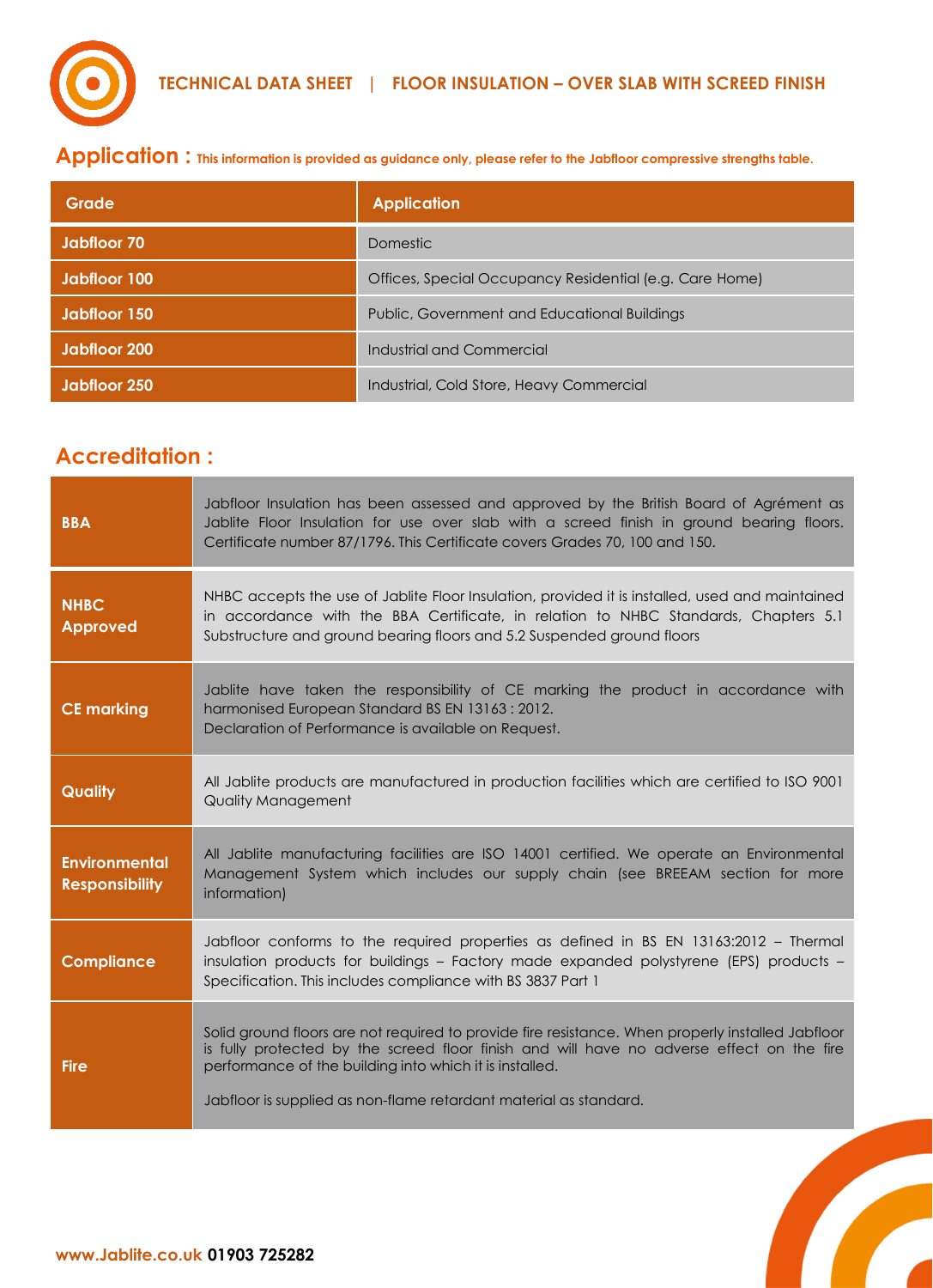**TECHNICAL DATA SHEET | FLOOR INSULATION – OVER SLAB WITH SCREED FINISH**

## Application : 

**This information is provided as guidance only, please refer to the Jabfloor compressive strengths table.**

| Grade | Application |
|---|---|
| **Jabfloor 70** | Domestic |
| **Jabfloor 100** | Offices, Special Occupancy Residential (e.g. Care Home) |
| **Jabfloor 150** | Public, Government and Educational Buildings |
| **Jabfloor 200** | Industrial and Commercial |
| **Jabfloor 250** | Industrial, Cold Store, Heavy Commercial |

## Accreditation :

| | |
|---|---|
| **BBA** | Jabfloor Insulation has been assessed and approved by the British Board of Agrément as Jablite Floor Insulation for use over slab with a screed finish in ground bearing floors. Certificate number 87/1796. This Certificate covers Grades 70, 100 and 150. |
| **NHBC Approved** | NHBC accepts the use of Jablite Floor Insulation, provided it is installed, used and maintained in accordance with the BBA Certificate, in relation to NHBC Standards, Chapters 5.1 Substructure and ground bearing floors and 5.2 Suspended ground floors |
| **CE marking** | Jablite have taken the responsibility of CE marking the product in accordance with harmonised European Standard BS EN 13163 : 2012. Declaration of Performance is available on Request. |
| **Quality** | All Jablite products are manufactured in production facilities which are certified to ISO 9001 Quality Management |
| **Environmental Responsibility** | All Jablite manufacturing facilities are ISO 14001 certified. We operate an Environmental Management System which includes our supply chain (see BREEAM section for more information) |
| **Compliance** | Jabfloor conforms to the required properties as defined in BS EN 13163:2012 – Thermal insulation products for buildings – Factory made expanded polystyrene (EPS) products – Specification. This includes compliance with BS 3837 Part 1 |
| **Fire** | Solid ground floors are not required to provide fire resistance. When properly installed Jabfloor is fully protected by the screed floor finish and will have no adverse effect on the fire performance of the building into which it is installed. Jabfloor is supplied as non-flame retardant material as standard. |

**www.Jablite.co.uk 01903 725282**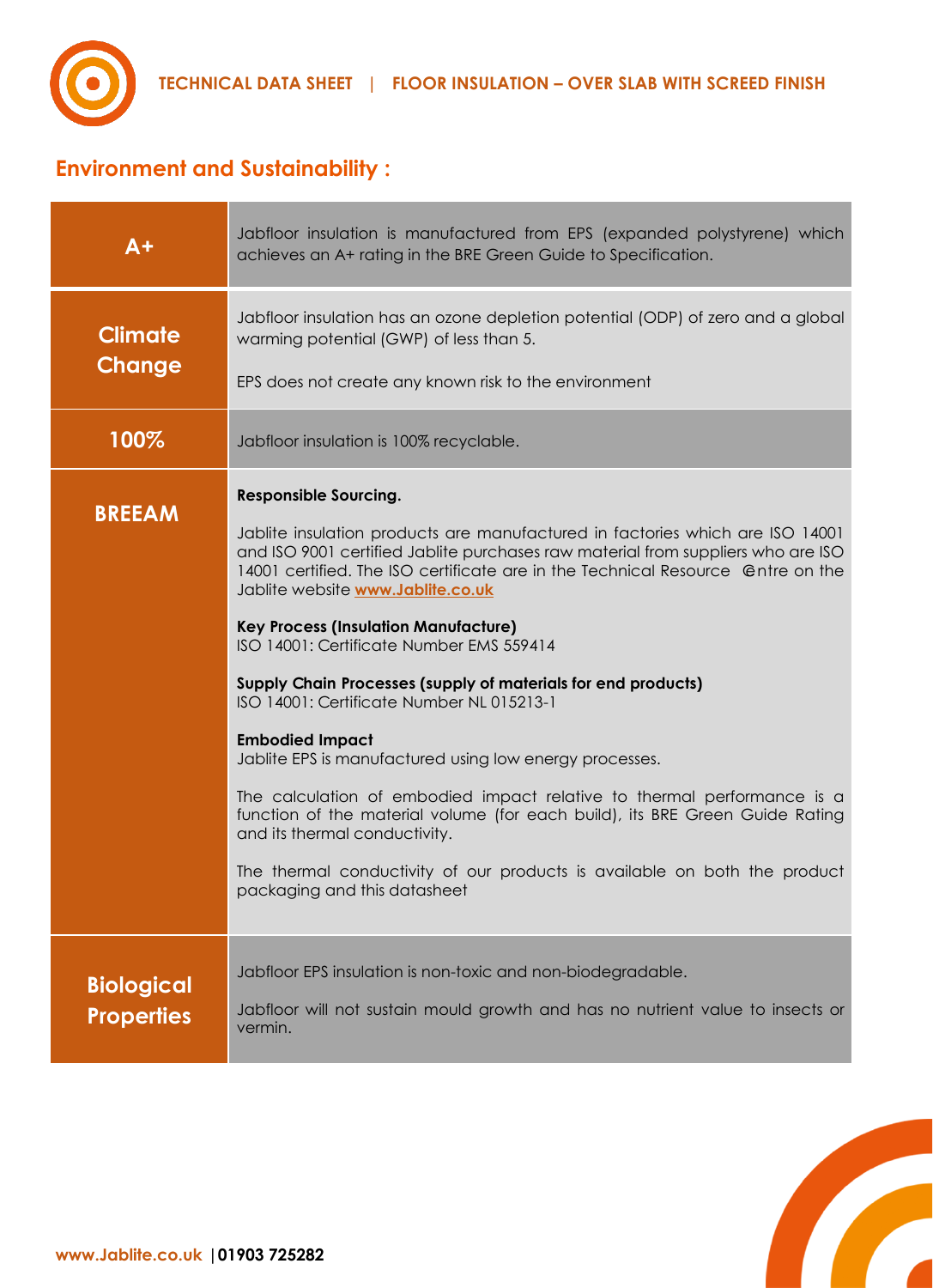## Environment and Sustainability :

| | |
|---|---|
| **A+** | Jabfloor insulation is manufactured from EPS (expanded polystyrene) which achieves an A+ rating in the BRE Green Guide to Specification. |
| **Climate Change** | Jabfloor insulation has an ozone depletion potential (ODP) of zero and a global warming potential (GWP) of less than 5.<br><br>EPS does not create any known risk to the environment |
| **100%** | Jabfloor insulation is 100% recyclable. |
| **BREEAM** | **Responsible Sourcing.**<br><br>Jablite insulation products are manufactured in factories which are ISO 14001 and ISO 9001 certified Jablite purchases raw material from suppliers who are ISO 14001 certified. The ISO certificate are in the Technical Resource Centre on the Jablite website **www.Jablite.co.uk**<br><br>**Key Process (Insulation Manufacture)**<br>ISO 14001: Certificate Number EMS 559414<br><br>**Supply Chain Processes (supply of materials for end products)**<br>ISO 14001: Certificate Number NL 015213-1<br><br>**Embodied Impact**<br>Jablite EPS is manufactured using low energy processes.<br><br>The calculation of embodied impact relative to thermal performance is a function of the material volume (for each build), its BRE Green Guide Rating and its thermal conductivity.<br><br>The thermal conductivity of our products is available on both the product packaging and this datasheet |
| **Biological Properties** | Jabfloor EPS insulation is non-toxic and non-biodegradable.<br><br>Jabfloor will not sustain mould growth and has no nutrient value to insects or vermin. |